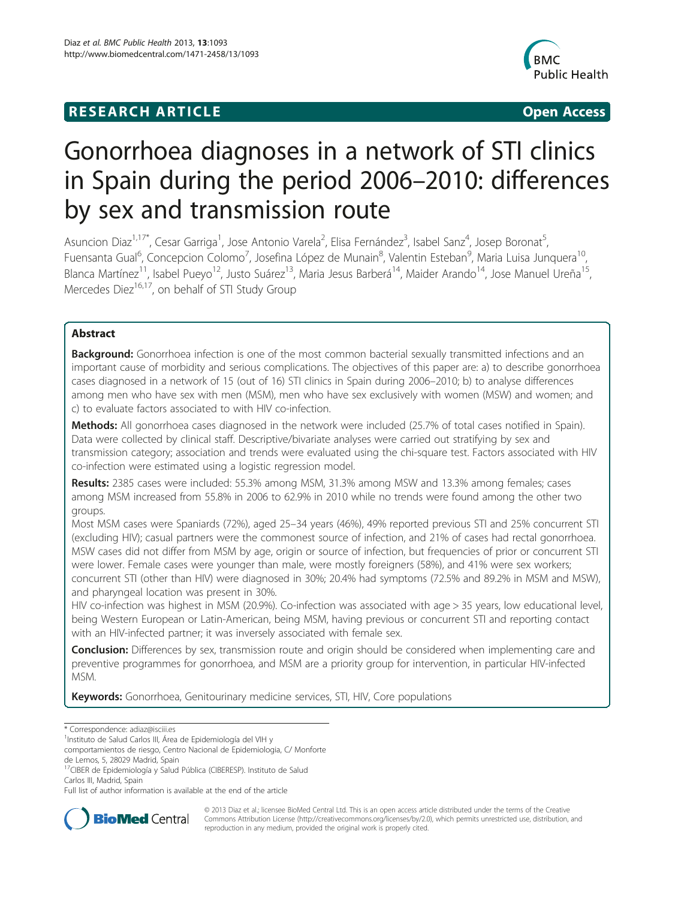RESEARCH ARTICLE Open Access

# Gonorrhoea diagnoses in a network of STI clinics in Spain during the period 2006–2010: differences by sex and transmission route

Asuncion Diaz[1,17*], Cesar Garriga[1], Jose Antonio Varela[2], Elisa Fernández[3], Isabel Sanz[4], Josep Boronat[5], Fuensanta Gual[6], Concepcion Colomo[7], Josefina López de Munain[8], Valentin Esteban[9], Maria Luisa Junquera[10], Blanca Martínez[11], Isabel Pueyo[12], Justo Suárez[13], Maria Jesus Barberá[14], Maider Arando[14], Jose Manuel Ureña[15], Mercedes Diez[16,17], on behalf of STI Study Group

## Abstract

**Background:** Gonorrhoea infection is one of the most common bacterial sexually transmitted infections and an important cause of morbidity and serious complications. The objectives of this paper are: a) to describe gonorrhoea cases diagnosed in a network of 15 (out of 16) STI clinics in Spain during 2006–2010; b) to analyse differences among men who have sex with men (MSM), men who have sex exclusively with women (MSW) and women; and c) to evaluate factors associated to with HIV co-infection.

**Methods:** All gonorrhoea cases diagnosed in the network were included (25.7% of total cases notified in Spain). Data were collected by clinical staff. Descriptive/bivariate analyses were carried out stratifying by sex and transmission category; association and trends were evaluated using the chi-square test. Factors associated with HIV co-infection were estimated using a logistic regression model.

**Results:** 2385 cases were included: 55.3% among MSM, 31.3% among MSW and 13.3% among females; cases among MSM increased from 55.8% in 2006 to 62.9% in 2010 while no trends were found among the other two groups.

Most MSM cases were Spaniards (72%), aged 25–34 years (46%), 49% reported previous STI and 25% concurrent STI (excluding HIV); casual partners were the commonest source of infection, and 21% of cases had rectal gonorrhoea. MSW cases did not differ from MSM by age, origin or source of infection, but frequencies of prior or concurrent STI were lower. Female cases were younger than male, were mostly foreigners (58%), and 41% were sex workers; concurrent STI (other than HIV) were diagnosed in 30%; 20.4% had symptoms (72.5% and 89.2% in MSM and MSW), and pharyngeal location was present in 30%.

HIV co-infection was highest in MSM (20.9%). Co-infection was associated with age > 35 years, low educational level, being Western European or Latin-American, being MSM, having previous or concurrent STI and reporting contact with an HIV-infected partner; it was inversely associated with female sex.

**Conclusion:** Differences by sex, transmission route and origin should be considered when implementing care and preventive programmes for gonorrhoea, and MSM are a priority group for intervention, in particular HIV-infected MSM.

**Keywords:** Gonorrhoea, Genitourinary medicine services, STI, HIV, Core populations

\* Correspondence: adiaz@isciii.es
[1]Instituto de Salud Carlos III, Área de Epidemiología del VIH y comportamientos de riesgo, Centro Nacional de Epidemiologia, C/ Monforte de Lemos, 5, 28029 Madrid, Spain
[17]CIBER de Epidemiología y Salud Pública (CIBERESP). Instituto de Salud Carlos III, Madrid, Spain
Full list of author information is available at the end of the article

© 2013 Diaz et al.; licensee BioMed Central Ltd. This is an open access article distributed under the terms of the Creative Commons Attribution License (http://creativecommons.org/licenses/by/2.0), which permits unrestricted use, distribution, and reproduction in any medium, provided the original work is properly cited.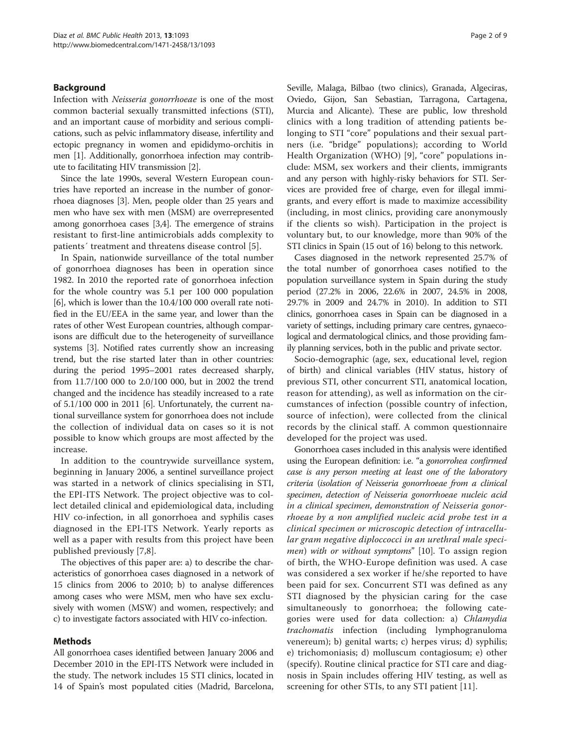## Background

Infection with *Neisseria gonorrhoeae* is one of the most common bacterial sexually transmitted infections (STI), and an important cause of morbidity and serious complications, such as pelvic inflammatory disease, infertility and ectopic pregnancy in women and epididymo-orchitis in men [1]. Additionally, gonorrhoea infection may contribute to facilitating HIV transmission [2].

Since the late 1990s, several Western European countries have reported an increase in the number of gonorrhoea diagnoses [3]. Men, people older than 25 years and men who have sex with men (MSM) are overrepresented among gonorrhoea cases [3,4]. The emergence of strains resistant to first-line antimicrobials adds complexity to patients´ treatment and threatens disease control [5].

In Spain, nationwide surveillance of the total number of gonorrhoea diagnoses has been in operation since 1982. In 2010 the reported rate of gonorrhoea infection for the whole country was 5.1 per 100 000 population [6], which is lower than the 10.4/100 000 overall rate notified in the EU/EEA in the same year, and lower than the rates of other West European countries, although comparisons are difficult due to the heterogeneity of surveillance systems [3]. Notified rates currently show an increasing trend, but the rise started later than in other countries: during the period 1995–2001 rates decreased sharply, from 11.7/100 000 to 2.0/100 000, but in 2002 the trend changed and the incidence has steadily increased to a rate of 5.1/100 000 in 2011 [6]. Unfortunately, the current national surveillance system for gonorrhoea does not include the collection of individual data on cases so it is not possible to know which groups are most affected by the increase.

In addition to the countrywide surveillance system, beginning in January 2006, a sentinel surveillance project was started in a network of clinics specialising in STI, the EPI-ITS Network. The project objective was to collect detailed clinical and epidemiological data, including HIV co-infection, in all gonorrhoea and syphilis cases diagnosed in the EPI-ITS Network. Yearly reports as well as a paper with results from this project have been published previously [7,8].

The objectives of this paper are: a) to describe the characteristics of gonorrhoea cases diagnosed in a network of 15 clinics from 2006 to 2010; b) to analyse differences among cases who were MSM, men who have sex exclusively with women (MSW) and women, respectively; and c) to investigate factors associated with HIV co-infection.

## Methods

All gonorrhoea cases identified between January 2006 and December 2010 in the EPI-ITS Network were included in the study. The network includes 15 STI clinics, located in 14 of Spain's most populated cities (Madrid, Barcelona, Seville, Malaga, Bilbao (two clinics), Granada, Algeciras, Oviedo, Gijon, San Sebastian, Tarragona, Cartagena, Murcia and Alicante). These are public, low threshold clinics with a long tradition of attending patients belonging to STI "core" populations and their sexual partners (i.e. "bridge" populations); according to World Health Organization (WHO) [9], "core" populations include: MSM, sex workers and their clients, immigrants and any person with highly-risky behaviors for STI. Services are provided free of charge, even for illegal immigrants, and every effort is made to maximize accessibility (including, in most clinics, providing care anonymously if the clients so wish). Participation in the project is voluntary but, to our knowledge, more than 90% of the STI clinics in Spain (15 out of 16) belong to this network.

Cases diagnosed in the network represented 25.7% of the total number of gonorrhoea cases notified to the population surveillance system in Spain during the study period (27.2% in 2006, 22.6% in 2007, 24.5% in 2008, 29.7% in 2009 and 24.7% in 2010). In addition to STI clinics, gonorrhoea cases in Spain can be diagnosed in a variety of settings, including primary care centres, gynaecological and dermatological clinics, and those providing family planning services, both in the public and private sector.

Socio-demographic (age, sex, educational level, region of birth) and clinical variables (HIV status, history of previous STI, other concurrent STI, anatomical location, reason for attending), as well as information on the circumstances of infection (possible country of infection, source of infection), were collected from the clinical records by the clinical staff. A common questionnaire developed for the project was used.

Gonorrhoea cases included in this analysis were identified using the European definition: i.e. "a *gonorrhoea confirmed case is any person meeting at least one of the laboratory criteria* (*isolation of Neisseria gonorrhoeae from a clinical specimen, detection of Neisseria gonorrhoeae nucleic acid in a clinical specimen, demonstration of Neisseria gonorrhoeae by a non amplified nucleic acid probe test in a clinical specimen or microscopic detection of intracellular gram negative diploccocci in an urethral male specimen*) *with or without symptoms*" [10]. To assign region of birth, the WHO-Europe definition was used. A case was considered a sex worker if he/she reported to have been paid for sex. Concurrent STI was defined as any STI diagnosed by the physician caring for the case simultaneously to gonorrhoea; the following categories were used for data collection: a) *Chlamydia trachomatis* infection (including lymphogranuloma venereum); b) genital warts; c) herpes virus; d) syphilis; e) trichomoniasis; d) molluscum contagiosum; e) other (specify). Routine clinical practice for STI care and diagnosis in Spain includes offering HIV testing, as well as screening for other STIs, to any STI patient [11].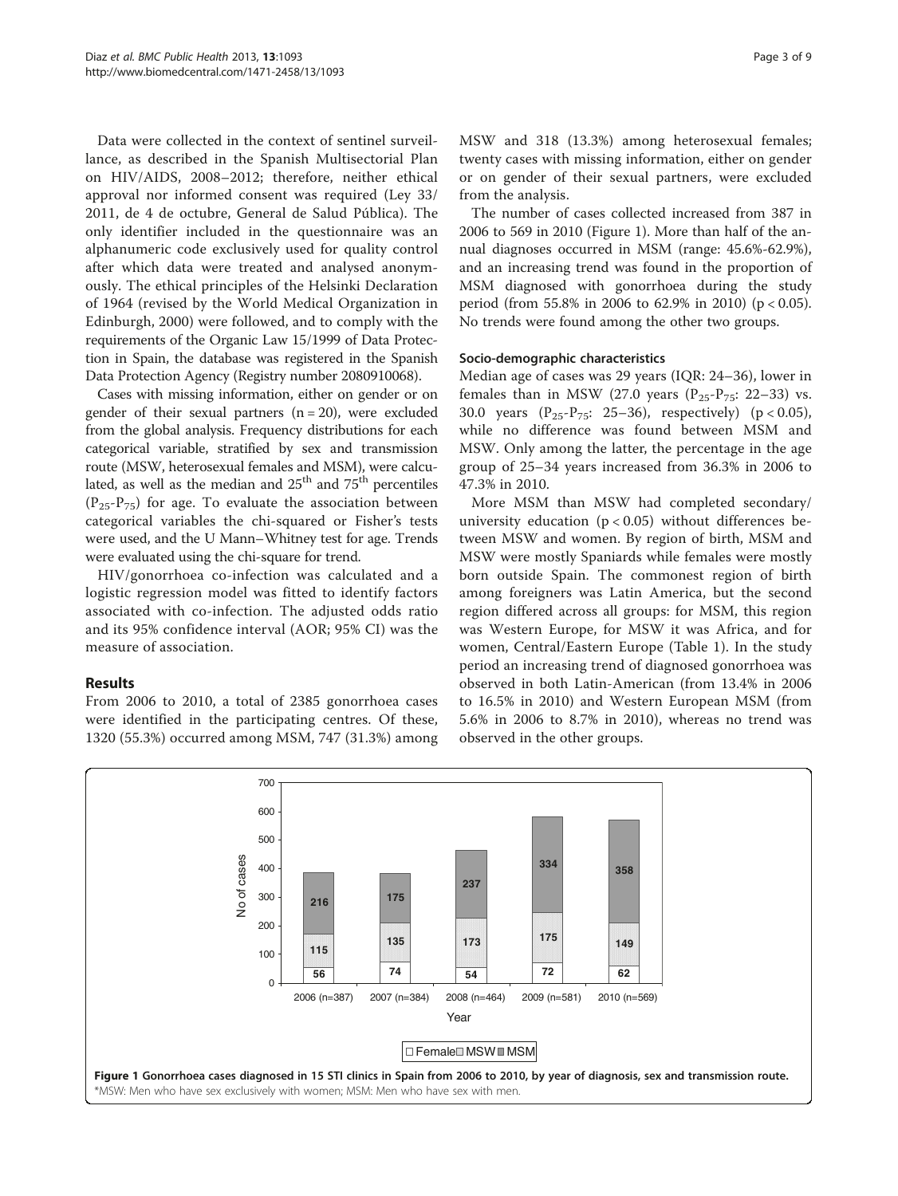Data were collected in the context of sentinel surveillance, as described in the Spanish Multisectorial Plan on HIV/AIDS, 2008–2012; therefore, neither ethical approval nor informed consent was required (Ley 33/2011, de 4 de octubre, General de Salud Pública). The only identifier included in the questionnaire was an alphanumeric code exclusively used for quality control after which data were treated and analysed anonymously. The ethical principles of the Helsinki Declaration of 1964 (revised by the World Medical Organization in Edinburgh, 2000) were followed, and to comply with the requirements of the Organic Law 15/1999 of Data Protection in Spain, the database was registered in the Spanish Data Protection Agency (Registry number 2080910068).

Cases with missing information, either on gender or on gender of their sexual partners (n = 20), were excluded from the global analysis. Frequency distributions for each categorical variable, stratified by sex and transmission route (MSW, heterosexual females and MSM), were calculated, as well as the median and 25[th] and 75[th] percentiles ($P_{25}$-$P_{75}$) for age. To evaluate the association between categorical variables the chi-squared or Fisher's tests were used, and the U Mann–Whitney test for age. Trends were evaluated using the chi-square for trend.

HIV/gonorrhoea co-infection was calculated and a logistic regression model was fitted to identify factors associated with co-infection. The adjusted odds ratio and its 95% confidence interval (AOR; 95% CI) was the measure of association.

## Results

From 2006 to 2010, a total of 2385 gonorrhoea cases were identified in the participating centres. Of these, 1320 (55.3%) occurred among MSM, 747 (31.3%) among MSW and 318 (13.3%) among heterosexual females; twenty cases with missing information, either on gender or on gender of their sexual partners, were excluded from the analysis.

The number of cases collected increased from 387 in 2006 to 569 in 2010 (Figure 1). More than half of the annual diagnoses occurred in MSM (range: 45.6%-62.9%), and an increasing trend was found in the proportion of MSM diagnosed with gonorrhoea during the study period (from 55.8% in 2006 to 62.9% in 2010) ($p < 0.05$). No trends were found among the other two groups.

### Socio-demographic characteristics

Median age of cases was 29 years (IQR: 24–36), lower in females than in MSW (27.0 years ($P_{25}$-$P_{75}$: 22–33) vs. 30.0 years ($P_{25}$-$P_{75}$: 25–36), respectively) ($p < 0.05$), while no difference was found between MSM and MSW. Only among the latter, the percentage in the age group of 25–34 years increased from 36.3% in 2006 to 47.3% in 2010.

More MSM than MSW had completed secondary/university education ($p < 0.05$) without differences between MSW and women. By region of birth, MSM and MSW were mostly Spaniards while females were mostly born outside Spain. The commonest region of birth among foreigners was Latin America, but the second region differed across all groups: for MSM, this region was Western Europe, for MSW it was Africa, and for women, Central/Eastern Europe (Table 1). In the study period an increasing trend of diagnosed gonorrhoea was observed in both Latin-American (from 13.4% in 2006 to 16.5% in 2010) and Western European MSM (from 5.6% in 2006 to 8.7% in 2010), whereas no trend was observed in the other groups.

| Year | Female | MSW | MSM |
|---|---|---|---|
| 2006 (n=387) | 56 | 115 | 216 |
| 2007 (n=384) | 74 | 135 | 175 |
| 2008 (n=464) | 54 | 173 | 237 |
| 2009 (n=581) | 72 | 175 | 334 |
| 2010 (n=569) | 62 | 149 | 358 |

**Figure 1 Gonorrhoea cases diagnosed in 15 STI clinics in Spain from 2006 to 2010, by year of diagnosis, sex and transmission route.**
*MSW: Men who have sex exclusively with women; MSM: Men who have sex with men.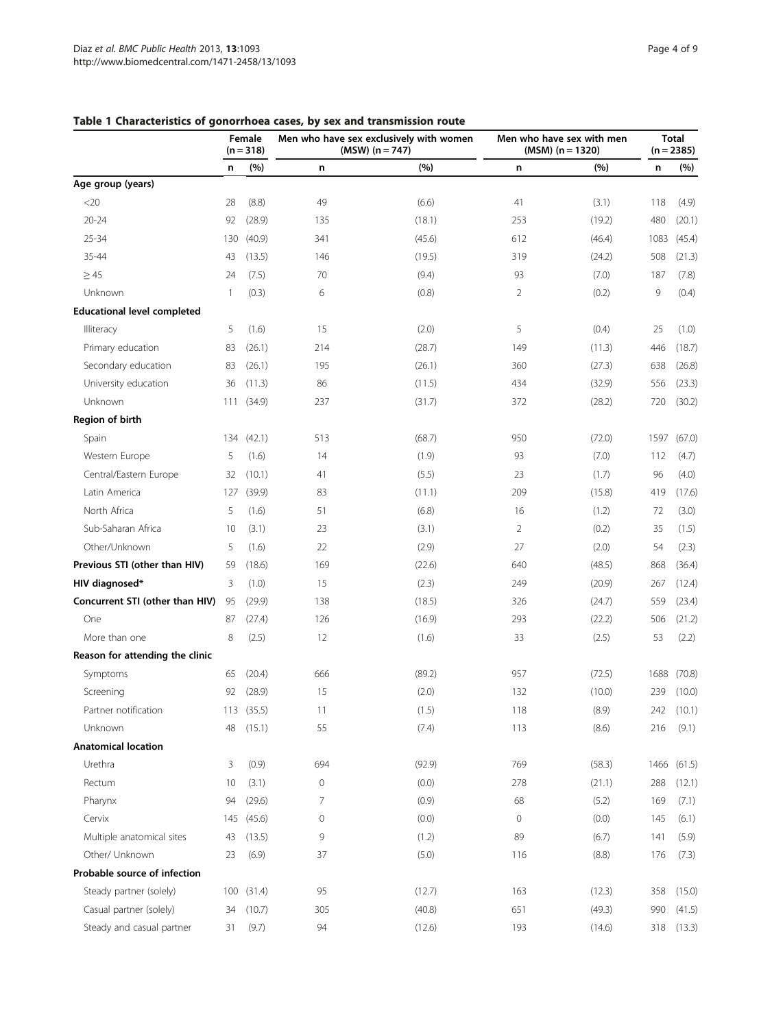**Table 1 Characteristics of gonorrhoea cases, by sex and transmission route**

| | Female (n = 318) | | Men who have sex exclusively with women (MSW) (n = 747) | | Men who have sex with men (MSM) (n = 1320) | | Total (n = 2385) | |
|---|---|---|---|---|---|---|---|---|
| | n | (%) | n | (%) | n | (%) | n | (%) |
| **Age group (years)** | | | | | | | | |
| <20 | 28 | (8.8) | 49 | (6.6) | 41 | (3.1) | 118 | (4.9) |
| 20-24 | 92 | (28.9) | 135 | (18.1) | 253 | (19.2) | 480 | (20.1) |
| 25-34 | 130 | (40.9) | 341 | (45.6) | 612 | (46.4) | 1083 | (45.4) |
| 35-44 | 43 | (13.5) | 146 | (19.5) | 319 | (24.2) | 508 | (21.3) |
| ≥ 45 | 24 | (7.5) | 70 | (9.4) | 93 | (7.0) | 187 | (7.8) |
| Unknown | 1 | (0.3) | 6 | (0.8) | 2 | (0.2) | 9 | (0.4) |
| **Educational level completed** | | | | | | | | |
| Illiteracy | 5 | (1.6) | 15 | (2.0) | 5 | (0.4) | 25 | (1.0) |
| Primary education | 83 | (26.1) | 214 | (28.7) | 149 | (11.3) | 446 | (18.7) |
| Secondary education | 83 | (26.1) | 195 | (26.1) | 360 | (27.3) | 638 | (26.8) |
| University education | 36 | (11.3) | 86 | (11.5) | 434 | (32.9) | 556 | (23.3) |
| Unknown | 111 | (34.9) | 237 | (31.7) | 372 | (28.2) | 720 | (30.2) |
| **Region of birth** | | | | | | | | |
| Spain | 134 | (42.1) | 513 | (68.7) | 950 | (72.0) | 1597 | (67.0) |
| Western Europe | 5 | (1.6) | 14 | (1.9) | 93 | (7.0) | 112 | (4.7) |
| Central/Eastern Europe | 32 | (10.1) | 41 | (5.5) | 23 | (1.7) | 96 | (4.0) |
| Latin America | 127 | (39.9) | 83 | (11.1) | 209 | (15.8) | 419 | (17.6) |
| North Africa | 5 | (1.6) | 51 | (6.8) | 16 | (1.2) | 72 | (3.0) |
| Sub-Saharan Africa | 10 | (3.1) | 23 | (3.1) | 2 | (0.2) | 35 | (1.5) |
| Other/Unknown | 5 | (1.6) | 22 | (2.9) | 27 | (2.0) | 54 | (2.3) |
| **Previous STI (other than HIV)** | 59 | (18.6) | 169 | (22.6) | 640 | (48.5) | 868 | (36.4) |
| **HIV diagnosed*** | 3 | (1.0) | 15 | (2.3) | 249 | (20.9) | 267 | (12.4) |
| **Concurrent STI (other than HIV)** | 95 | (29.9) | 138 | (18.5) | 326 | (24.7) | 559 | (23.4) |
| One | 87 | (27.4) | 126 | (16.9) | 293 | (22.2) | 506 | (21.2) |
| More than one | 8 | (2.5) | 12 | (1.6) | 33 | (2.5) | 53 | (2.2) |
| **Reason for attending the clinic** | | | | | | | | |
| Symptoms | 65 | (20.4) | 666 | (89.2) | 957 | (72.5) | 1688 | (70.8) |
| Screening | 92 | (28.9) | 15 | (2.0) | 132 | (10.0) | 239 | (10.0) |
| Partner notification | 113 | (35.5) | 11 | (1.5) | 118 | (8.9) | 242 | (10.1) |
| Unknown | 48 | (15.1) | 55 | (7.4) | 113 | (8.6) | 216 | (9.1) |
| **Anatomical location** | | | | | | | | |
| Urethra | 3 | (0.9) | 694 | (92.9) | 769 | (58.3) | 1466 | (61.5) |
| Rectum | 10 | (3.1) | 0 | (0.0) | 278 | (21.1) | 288 | (12.1) |
| Pharynx | 94 | (29.6) | 7 | (0.9) | 68 | (5.2) | 169 | (7.1) |
| Cervix | 145 | (45.6) | 0 | (0.0) | 0 | (0.0) | 145 | (6.1) |
| Multiple anatomical sites | 43 | (13.5) | 9 | (1.2) | 89 | (6.7) | 141 | (5.9) |
| Other/ Unknown | 23 | (6.9) | 37 | (5.0) | 116 | (8.8) | 176 | (7.3) |
| **Probable source of infection** | | | | | | | | |
| Steady partner (solely) | 100 | (31.4) | 95 | (12.7) | 163 | (12.3) | 358 | (15.0) |
| Casual partner (solely) | 34 | (10.7) | 305 | (40.8) | 651 | (49.3) | 990 | (41.5) |
| Steady and casual partner | 31 | (9.7) | 94 | (12.6) | 193 | (14.6) | 318 | (13.3) |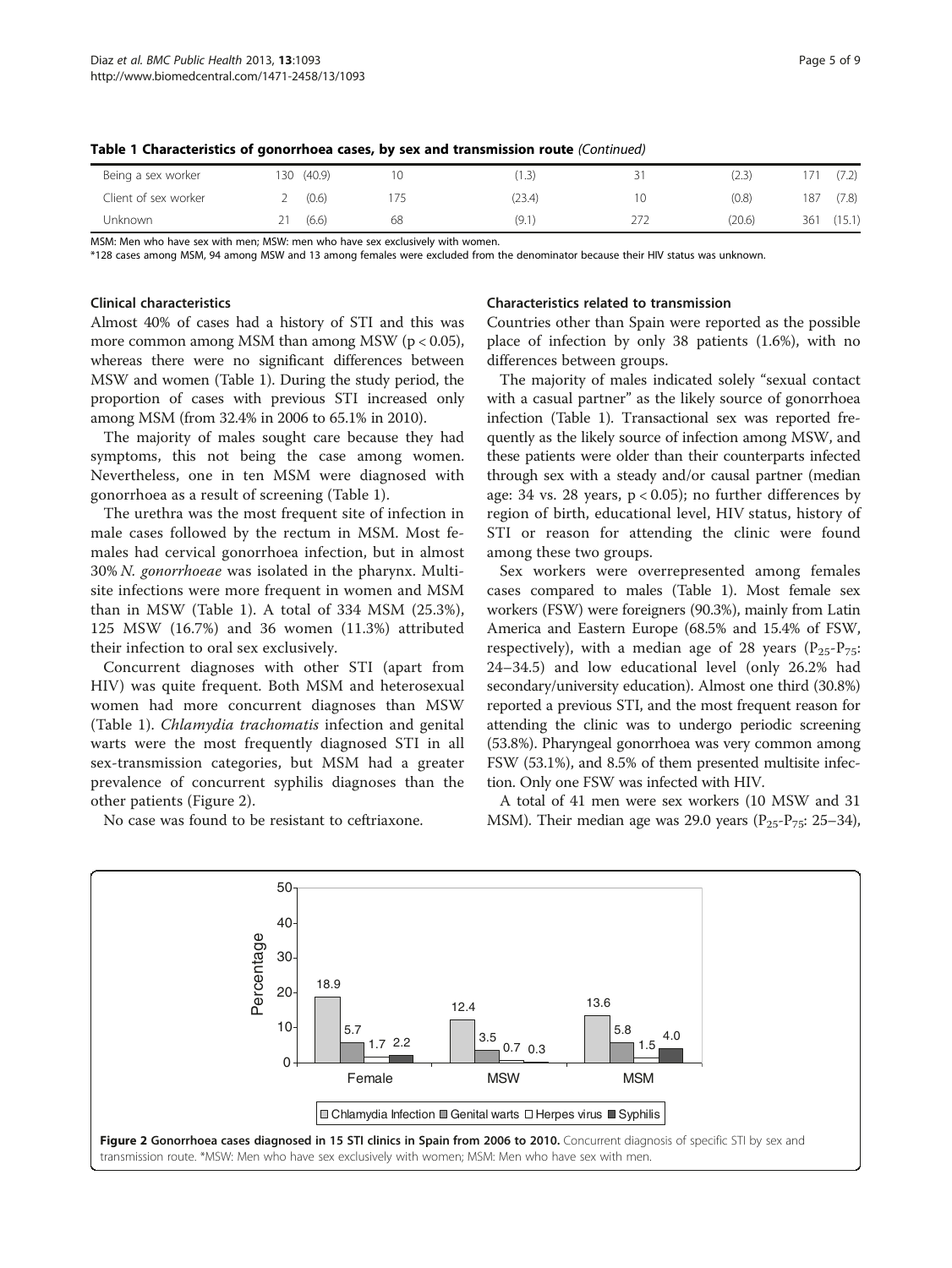**Table 1 Characteristics of gonorrhoea cases, by sex and transmission route** *(Continued)*

| | | | | | | | | |
|---|---|---|---|---|---|---|---|---|
| Being a sex worker | 130 | (40.9) | 10 | (1.3) | 31 | (2.3) | 171 | (7.2) |
| Client of sex worker | 2 | (0.6) | 175 | (23.4) | 10 | (0.8) | 187 | (7.8) |
| Unknown | 21 | (6.6) | 68 | (9.1) | 272 | (20.6) | 361 | (15.1) |

MSM: Men who have sex with men; MSW: men who have sex exclusively with women.

*128 cases among MSM, 94 among MSW and 13 among females were excluded from the denominator because their HIV status was unknown.

### Clinical characteristics

Almost 40% of cases had a history of STI and this was more common among MSM than among MSW ($p < 0.05$), whereas there were no significant differences between MSW and women (Table 1). During the study period, the proportion of cases with previous STI increased only among MSM (from 32.4% in 2006 to 65.1% in 2010).

The majority of males sought care because they had symptoms, this not being the case among women. Nevertheless, one in ten MSM were diagnosed with gonorrhoea as a result of screening (Table 1).

The urethra was the most frequent site of infection in male cases followed by the rectum in MSM. Most females had cervical gonorrhoea infection, but in almost 30% *N. gonorrhoeae* was isolated in the pharynx. Multisite infections were more frequent in women and MSM than in MSW (Table 1). A total of 334 MSM (25.3%), 125 MSW (16.7%) and 36 women (11.3%) attributed their infection to oral sex exclusively.

Concurrent diagnoses with other STI (apart from HIV) was quite frequent. Both MSM and heterosexual women had more concurrent diagnoses than MSW (Table 1). *Chlamydia trachomatis* infection and genital warts were the most frequently diagnosed STI in all sex-transmission categories, but MSM had a greater prevalence of concurrent syphilis diagnoses than the other patients (Figure 2).

No case was found to be resistant to ceftriaxone.

### Characteristics related to transmission

Countries other than Spain were reported as the possible place of infection by only 38 patients (1.6%), with no differences between groups.

The majority of males indicated solely "sexual contact with a casual partner" as the likely source of gonorrhoea infection (Table 1). Transactional sex was reported frequently as the likely source of infection among MSW, and these patients were older than their counterparts infected through sex with a steady and/or causal partner (median age: 34 vs. 28 years, $p < 0.05$); no further differences by region of birth, educational level, HIV status, history of STI or reason for attending the clinic were found among these two groups.

Sex workers were overrepresented among females cases compared to males (Table 1). Most female sex workers (FSW) were foreigners (90.3%), mainly from Latin America and Eastern Europe (68.5% and 15.4% of FSW, respectively), with a median age of 28 years ($P_{25}$-$P_{75}$: 24–34.5) and low educational level (only 26.2% had secondary/university education). Almost one third (30.8%) reported a previous STI, and the most frequent reason for attending the clinic was to undergo periodic screening (53.8%). Pharyngeal gonorrhoea was very common among FSW (53.1%), and 8.5% of them presented multisite infection. Only one FSW was infected with HIV.

A total of 41 men were sex workers (10 MSW and 31 MSM). Their median age was 29.0 years ($P_{25}$-$P_{75}$: 25–34),

**Figure 2 Gonorrhoea cases diagnosed in 15 STI clinics in Spain from 2006 to 2010.** Concurrent diagnosis of specific STI by sex and transmission route. *MSW: Men who have sex exclusively with women; MSM: Men who have sex with men.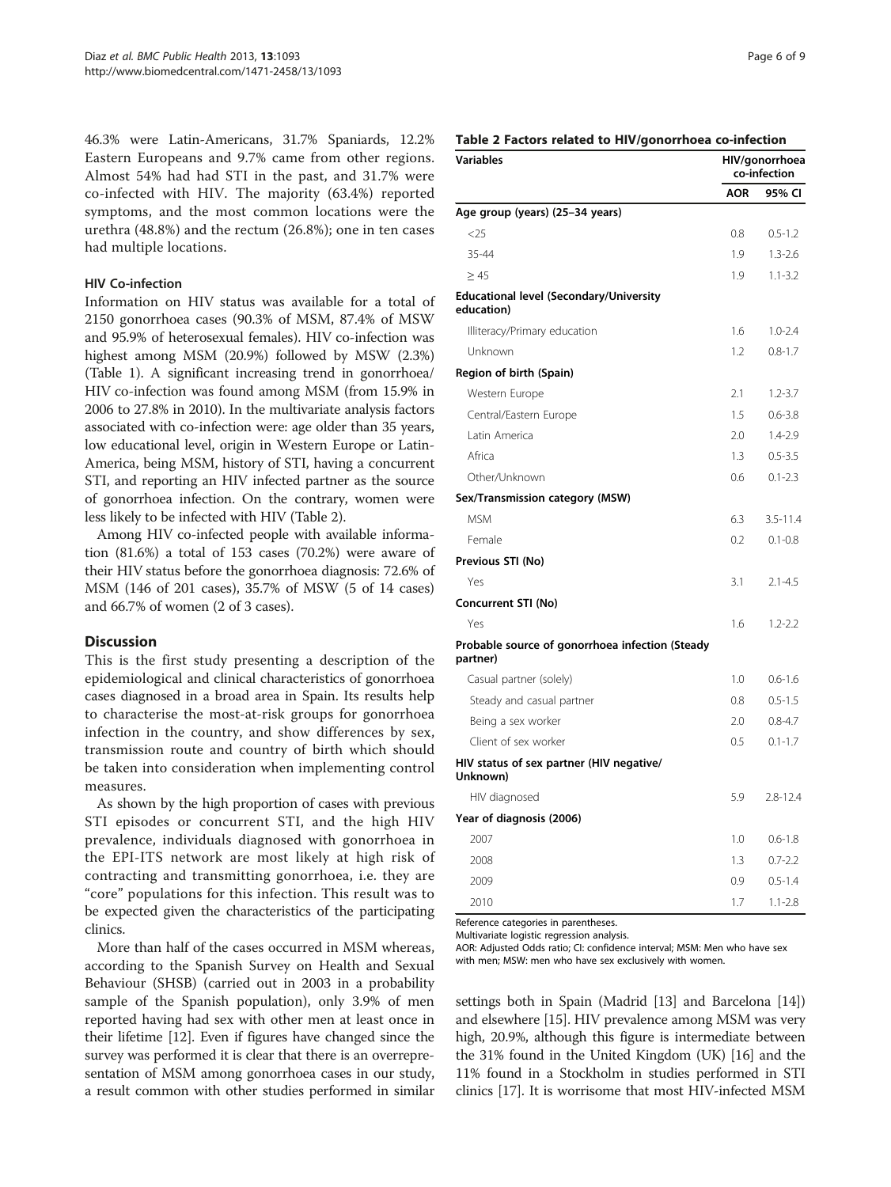46.3% were Latin-Americans, 31.7% Spaniards, 12.2% Eastern Europeans and 9.7% came from other regions. Almost 54% had had STI in the past, and 31.7% were co-infected with HIV. The majority (63.4%) reported symptoms, and the most common locations were the urethra (48.8%) and the rectum (26.8%); one in ten cases had multiple locations.

### HIV Co-infection

Information on HIV status was available for a total of 2150 gonorrhoea cases (90.3% of MSM, 87.4% of MSW and 95.9% of heterosexual females). HIV co-infection was highest among MSM (20.9%) followed by MSW (2.3%) (Table 1). A significant increasing trend in gonorrhoea/HIV co-infection was found among MSM (from 15.9% in 2006 to 27.8% in 2010). In the multivariate analysis factors associated with co-infection were: age older than 35 years, low educational level, origin in Western Europe or Latin-America, being MSM, history of STI, having a concurrent STI, and reporting an HIV infected partner as the source of gonorrhoea infection. On the contrary, women were less likely to be infected with HIV (Table 2).

Among HIV co-infected people with available information (81.6%) a total of 153 cases (70.2%) were aware of their HIV status before the gonorrhoea diagnosis: 72.6% of MSM (146 of 201 cases), 35.7% of MSW (5 of 14 cases) and 66.7% of women (2 of 3 cases).

**Table 2 Factors related to HIV/gonorrhoea co-infection**

| Variables | HIV/gonorrhoea co-infection | |
|---|---|---|
| | AOR | 95% CI |
| **Age group (years) (25–34 years)** | | |
| <25 | 0.8 | 0.5-1.2 |
| 35-44 | 1.9 | 1.3-2.6 |
| ≥ 45 | 1.9 | 1.1-3.2 |
| **Educational level (Secondary/University education)** | | |
| Illiteracy/Primary education | 1.6 | 1.0-2.4 |
| Unknown | 1.2 | 0.8-1.7 |
| **Region of birth (Spain)** | | |
| Western Europe | 2.1 | 1.2-3.7 |
| Central/Eastern Europe | 1.5 | 0.6-3.8 |
| Latin America | 2.0 | 1.4-2.9 |
| Africa | 1.3 | 0.5-3.5 |
| Other/Unknown | 0.6 | 0.1-2.3 |
| **Sex/Transmission category (MSW)** | | |
| MSM | 6.3 | 3.5-11.4 |
| Female | 0.2 | 0.1-0.8 |
| **Previous STI (No)** | | |
| Yes | 3.1 | 2.1-4.5 |
| **Concurrent STI (No)** | | |
| Yes | 1.6 | 1.2-2.2 |
| **Probable source of gonorrhoea infection (Steady partner)** | | |
| Casual partner (solely) | 1.0 | 0.6-1.6 |
| Steady and casual partner | 0.8 | 0.5-1.5 |
| Being a sex worker | 2.0 | 0.8-4.7 |
| Client of sex worker | 0.5 | 0.1-1.7 |
| **HIV status of sex partner (HIV negative/ Unknown)** | | |
| HIV diagnosed | 5.9 | 2.8-12.4 |
| **Year of diagnosis (2006)** | | |
| 2007 | 1.0 | 0.6-1.8 |
| 2008 | 1.3 | 0.7-2.2 |
| 2009 | 0.9 | 0.5-1.4 |
| 2010 | 1.7 | 1.1-2.8 |

Reference categories in parentheses.
Multivariate logistic regression analysis.
AOR: Adjusted Odds ratio; CI: confidence interval; MSM: Men who have sex with men; MSW: men who have sex exclusively with women.

## Discussion

This is the first study presenting a description of the epidemiological and clinical characteristics of gonorrhoea cases diagnosed in a broad area in Spain. Its results help to characterise the most-at-risk groups for gonorrhoea infection in the country, and show differences by sex, transmission route and country of birth which should be taken into consideration when implementing control measures.

As shown by the high proportion of cases with previous STI episodes or concurrent STI, and the high HIV prevalence, individuals diagnosed with gonorrhoea in the EPI-ITS network are most likely at high risk of contracting and transmitting gonorrhoea, i.e. they are "core" populations for this infection. This result was to be expected given the characteristics of the participating clinics.

More than half of the cases occurred in MSM whereas, according to the Spanish Survey on Health and Sexual Behaviour (SHSB) (carried out in 2003 in a probability sample of the Spanish population), only 3.9% of men reported having had sex with other men at least once in their lifetime [12]. Even if figures have changed since the survey was performed it is clear that there is an overrepresentation of MSM among gonorrhoea cases in our study, a result common with other studies performed in similar settings both in Spain (Madrid [13] and Barcelona [14]) and elsewhere [15]. HIV prevalence among MSM was very high, 20.9%, although this figure is intermediate between the 31% found in the United Kingdom (UK) [16] and the 11% found in a Stockholm in studies performed in STI clinics [17]. It is worrisome that most HIV-infected MSM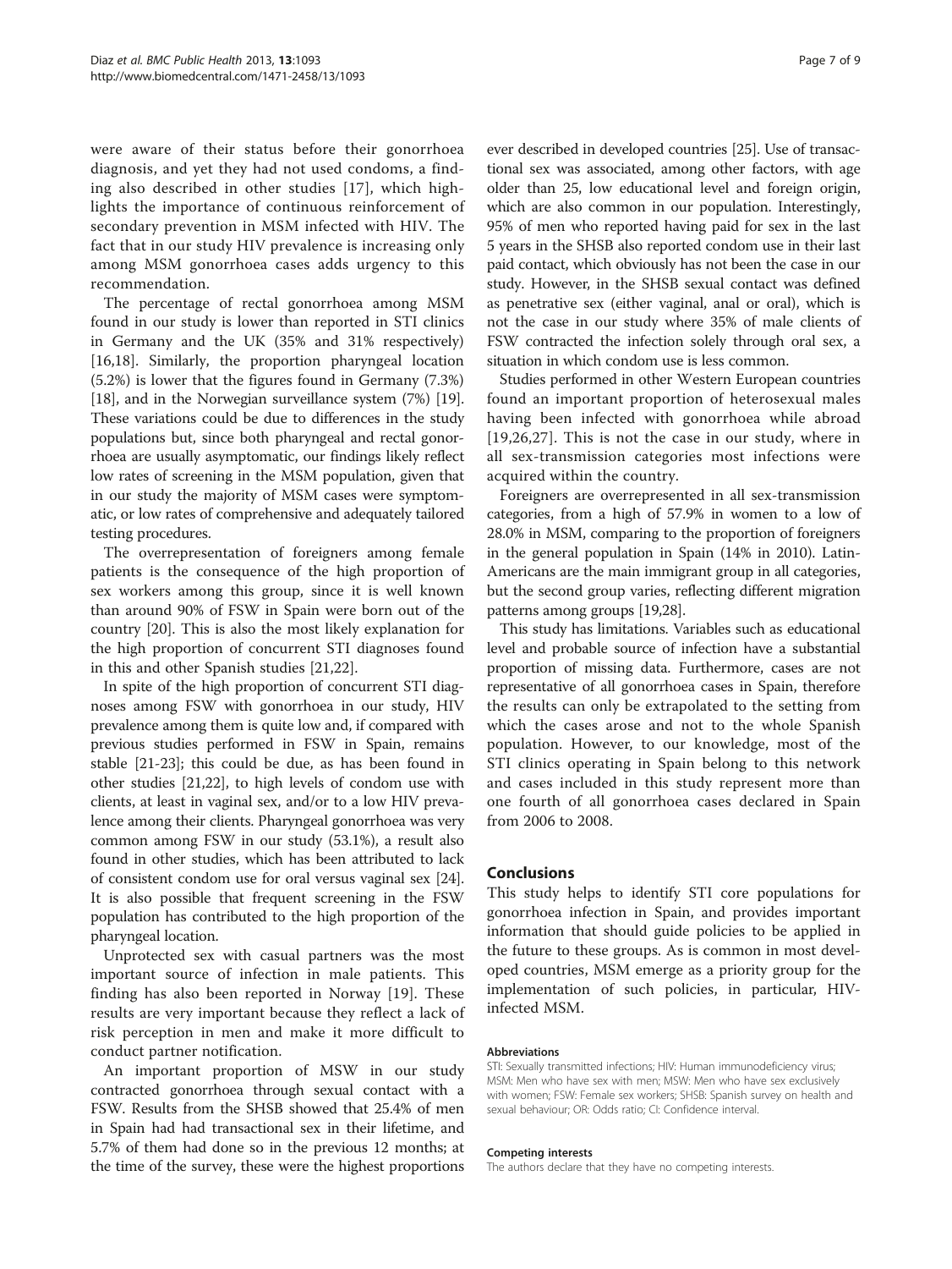were aware of their status before their gonorrhoea diagnosis, and yet they had not used condoms, a finding also described in other studies [17], which highlights the importance of continuous reinforcement of secondary prevention in MSM infected with HIV. The fact that in our study HIV prevalence is increasing only among MSM gonorrhoea cases adds urgency to this recommendation.

The percentage of rectal gonorrhoea among MSM found in our study is lower than reported in STI clinics in Germany and the UK (35% and 31% respectively) [16,18]. Similarly, the proportion pharyngeal location (5.2%) is lower that the figures found in Germany (7.3%) [18], and in the Norwegian surveillance system (7%) [19]. These variations could be due to differences in the study populations but, since both pharyngeal and rectal gonorrhoea are usually asymptomatic, our findings likely reflect low rates of screening in the MSM population, given that in our study the majority of MSM cases were symptomatic, or low rates of comprehensive and adequately tailored testing procedures.

The overrepresentation of foreigners among female patients is the consequence of the high proportion of sex workers among this group, since it is well known than around 90% of FSW in Spain were born out of the country [20]. This is also the most likely explanation for the high proportion of concurrent STI diagnoses found in this and other Spanish studies [21,22].

In spite of the high proportion of concurrent STI diagnoses among FSW with gonorrhoea in our study, HIV prevalence among them is quite low and, if compared with previous studies performed in FSW in Spain, remains stable [21-23]; this could be due, as has been found in other studies [21,22], to high levels of condom use with clients, at least in vaginal sex, and/or to a low HIV prevalence among their clients. Pharyngeal gonorrhoea was very common among FSW in our study (53.1%), a result also found in other studies, which has been attributed to lack of consistent condom use for oral versus vaginal sex [24]. It is also possible that frequent screening in the FSW population has contributed to the high proportion of the pharyngeal location.

Unprotected sex with casual partners was the most important source of infection in male patients. This finding has also been reported in Norway [19]. These results are very important because they reflect a lack of risk perception in men and make it more difficult to conduct partner notification.

An important proportion of MSW in our study contracted gonorrhoea through sexual contact with a FSW. Results from the SHSB showed that 25.4% of men in Spain had had transactional sex in their lifetime, and 5.7% of them had done so in the previous 12 months; at the time of the survey, these were the highest proportions ever described in developed countries [25]. Use of transactional sex was associated, among other factors, with age older than 25, low educational level and foreign origin, which are also common in our population. Interestingly, 95% of men who reported having paid for sex in the last 5 years in the SHSB also reported condom use in their last paid contact, which obviously has not been the case in our study. However, in the SHSB sexual contact was defined as penetrative sex (either vaginal, anal or oral), which is not the case in our study where 35% of male clients of FSW contracted the infection solely through oral sex, a situation in which condom use is less common.

Studies performed in other Western European countries found an important proportion of heterosexual males having been infected with gonorrhoea while abroad [19,26,27]. This is not the case in our study, where in all sex-transmission categories most infections were acquired within the country.

Foreigners are overrepresented in all sex-transmission categories, from a high of 57.9% in women to a low of 28.0% in MSM, comparing to the proportion of foreigners in the general population in Spain (14% in 2010). Latin-Americans are the main immigrant group in all categories, but the second group varies, reflecting different migration patterns among groups [19,28].

This study has limitations. Variables such as educational level and probable source of infection have a substantial proportion of missing data. Furthermore, cases are not representative of all gonorrhoea cases in Spain, therefore the results can only be extrapolated to the setting from which the cases arose and not to the whole Spanish population. However, to our knowledge, most of the STI clinics operating in Spain belong to this network and cases included in this study represent more than one fourth of all gonorrhoea cases declared in Spain from 2006 to 2008.

## Conclusions

This study helps to identify STI core populations for gonorrhoea infection in Spain, and provides important information that should guide policies to be applied in the future to these groups. As is common in most developed countries, MSM emerge as a priority group for the implementation of such policies, in particular, HIV-infected MSM.

#### Abbreviations

STI: Sexually transmitted infections; HIV: Human immunodeficiency virus; MSM: Men who have sex with men; MSW: Men who have sex exclusively with women; FSW: Female sex workers; SHSB: Spanish survey on health and sexual behaviour; OR: Odds ratio; CI: Confidence interval.

#### Competing interests

The authors declare that they have no competing interests.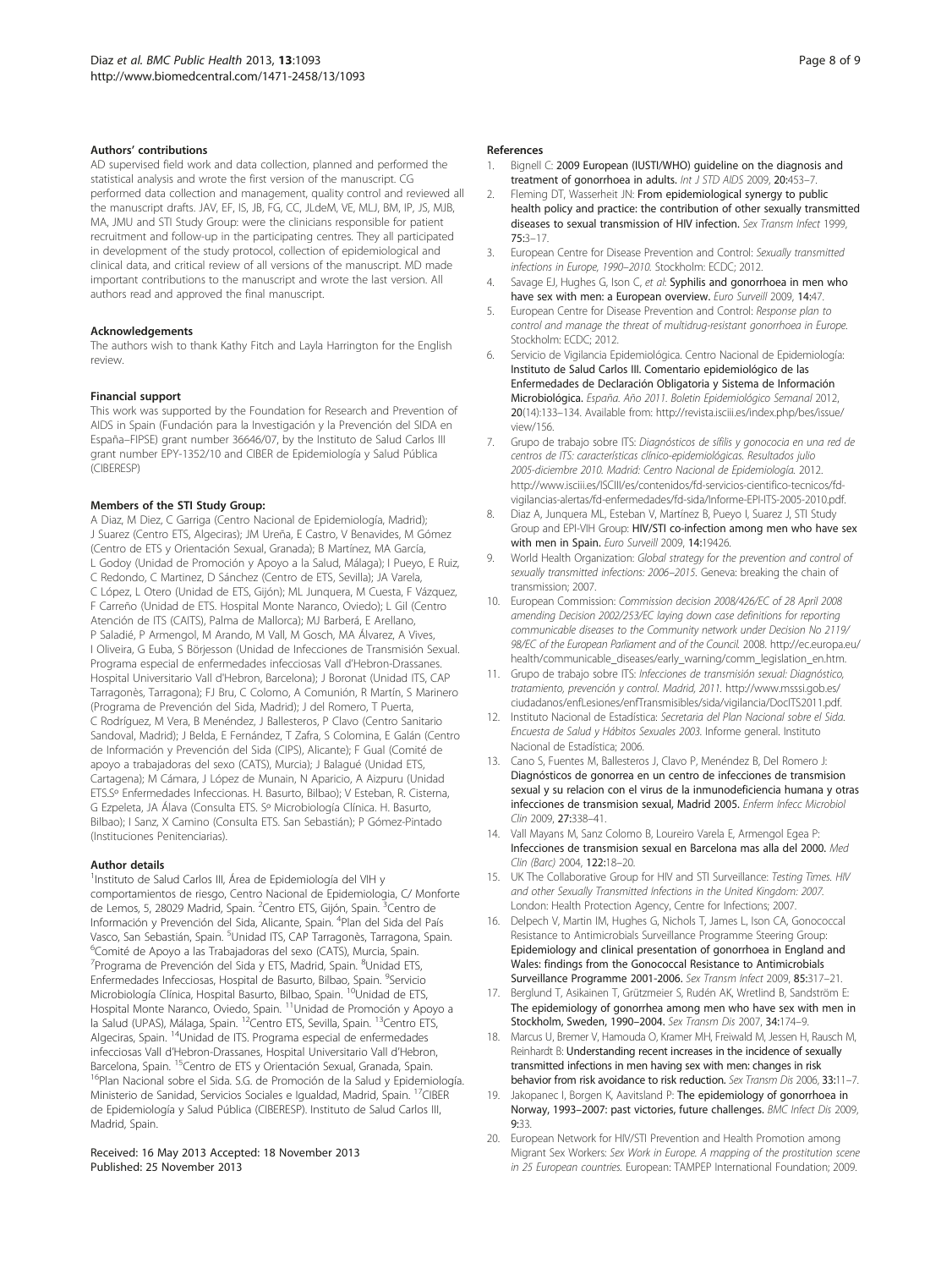### Authors' contributions

AD supervised field work and data collection, planned and performed the statistical analysis and wrote the first version of the manuscript. CG performed data collection and management, quality control and reviewed all the manuscript drafts. JAV, EF, IS, JB, FG, CC, JLdeM, VE, MLJ, BM, IP, JS, MJB, MA, JMU and STI Study Group: were the clinicians responsible for patient recruitment and follow-up in the participating centres. They all participated in development of the study protocol, collection of epidemiological and clinical data, and critical review of all versions of the manuscript. MD made important contributions to the manuscript and wrote the last version. All authors read and approved the final manuscript.

### Acknowledgements

The authors wish to thank Kathy Fitch and Layla Harrington for the English review.

### Financial support

This work was supported by the Foundation for Research and Prevention of AIDS in Spain (Fundación para la Investigación y la Prevención del SIDA en España–FIPSE) grant number 36646/07, by the Instituto de Salud Carlos III grant number EPY-1352/10 and CIBER de Epidemiología y Salud Pública (CIBERESP)

### Members of the STI Study Group:

A Diaz, M Diez, C Garriga (Centro Nacional de Epidemiología, Madrid); J Suarez (Centro ETS, Algeciras); JM Ureña, E Castro, V Benavides, M Gómez (Centro de ETS y Orientación Sexual, Granada); B Martínez, MA García, L Godoy (Unidad de Promoción y Apoyo a la Salud, Málaga); I Pueyo, E Ruiz, C Redondo, C Martinez, D Sánchez (Centro de ETS, Sevilla); JA Varela, C López, L Otero (Unidad de ETS, Gijón); ML Junquera, M Cuesta, F Vázquez, F Carreño (Unidad de ETS. Hospital Monte Naranco, Oviedo); L Gil (Centro Atención de ITS (CAITS), Palma de Mallorca); MJ Barberá, E Arellano, P Saladié, P Armengol, M Arando, M Vall, M Gosch, MA Álvarez, A Vives, I Oliveira, G Euba, S Börjesson (Unidad de Infecciones de Transmisión Sexual. Programa especial de enfermedades infecciosas Vall d'Hebron-Drassanes. Hospital Universitario Vall d'Hebron, Barcelona); J Boronat (Unidad ITS, CAP Tarragonès, Tarragona); FJ Bru, C Colomo, A Comunión, R Martín, S Marinero (Programa de Prevención del Sida, Madrid); J del Romero, T Puerta, C Rodríguez, M Vera, B Menéndez, J Ballesteros, P Clavo (Centro Sanitario Sandoval, Madrid); J Belda, E Fernández, T Zafra, S Colomina, E Galán (Centro de Información y Prevención del Sida (CIPS), Alicante); F Gual (Comité de apoyo a trabajadoras del sexo (CATS), Murcia); J Balagué (Unidad ETS, Cartagena); M Cámara, J López de Munain, N Aparicio, A Aizpuru (Unidad ETS.Sº Enfermedades Infeccionas. H. Basurto, Bilbao); V Esteban, R. Cisterna, G Ezpeleta, JA Álava (Consulta ETS. Sº Microbiología Clínica. H. Basurto, Bilbao); I Sanz, X Camino (Consulta ETS. San Sebastián); P Gómez-Pintado (Instituciones Penitenciarias).

### Author details

[1]Instituto de Salud Carlos III, Área de Epidemiología del VIH y comportamientos de riesgo, Centro Nacional de Epidemiología, C/ Monforte de Lemos, 5, 28029 Madrid, Spain. [2]Centro ETS, Gijón, Spain. [3]Centro de Información y Prevención del Sida, Alicante, Spain. [4]Plan del Sida del País Vasco, San Sebastián, Spain. [5]Unidad ITS, CAP Tarragonès, Tarragona, Spain. [6]Comité de Apoyo a las Trabajadoras del sexo (CATS), Murcia, Spain. [7]Programa de Prevención del Sida y ETS, Madrid, Spain. [8]Unidad ETS, Enfermedades Infecciosas, Hospital de Basurto, Bilbao, Spain. [9]Servicio Microbiología Clínica, Hospital Basurto, Bilbao, Spain. [10]Unidad de ETS, Hospital Monte Naranco, Oviedo, Spain. [11]Unidad de Promoción y Apoyo a la Salud (UPAS), Málaga, Spain. [12]Centro ETS, Sevilla, Spain. [13]Centro ETS, Algeciras, Spain. [14]Unidad de ITS. Programa especial de enfermedades infecciosas Vall d'Hebron-Drassanes, Hospital Universitario Vall d'Hebron, Barcelona, Spain. [15]Centro de ETS y Orientación Sexual, Granada, Spain. [16]Plan Nacional sobre el Sida. S.G. de Promoción de la Salud y Epidemiología. Ministerio de Sanidad, Servicios Sociales e Igualdad, Madrid, Spain. [17]CIBER de Epidemiología y Salud Pública (CIBERESP). Instituto de Salud Carlos III, Madrid, Spain.

Received: 16 May 2013 Accepted: 18 November 2013
Published: 25 November 2013

### References

1. Bignell C: **2009 European (IUSTI/WHO) guideline on the diagnosis and treatment of gonorrhoea in adults.** *Int J STD AIDS* 2009, **20:**453–7.
2. Fleming DT, Wasserheit JN: **From epidemiological synergy to public health policy and practice: the contribution of other sexually transmitted diseases to sexual transmission of HIV infection.** *Sex Transm Infect* 1999, **75:**3–17.
3. European Centre for Disease Prevention and Control: *Sexually transmitted infections in Europe, 1990–2010.* Stockholm: ECDC; 2012.
4. Savage EJ, Hughes G, Ison C, *et al*: **Syphilis and gonorrhoea in men who have sex with men: a European overview.** *Euro Surveill* 2009, **14:**47.
5. European Centre for Disease Prevention and Control: *Response plan to control and manage the threat of multidrug-resistant gonorrhoea in Europe.* Stockholm: ECDC; 2012.
6. Servicio de Vigilancia Epidemiológica. Centro Nacional de Epidemiología: **Instituto de Salud Carlos III. Comentario epidemiológico de las Enfermedades de Declaración Obligatoria y Sistema de Información Microbiológica.** *España. Año 2011. Boletin Epidemiológico Semanal* 2012, **20**(14):133–134. Available from: http://revista.isciii.es/index.php/bes/issue/view/156.
7. Grupo de trabajo sobre ITS: *Diagnósticos de sífilis y gonococia en una red de centros de ITS: características clínico-epidemiológicas. Resultados julio 2005-diciembre 2010. Madrid: Centro Nacional de Epidemiología.* 2012. http://www.isciii.es/ISCIII/es/contenidos/fd-servicios-cientifico-tecnicos/fd-vigilancias-alertas/fd-enfermedades/fd-sida/Informe-EPI-ITS-2005-2010.pdf.
8. Diaz A, Junquera ML, Esteban V, Martínez B, Pueyo I, Suarez J, STI Study Group and EPI-VIH Group: **HIV/STI co-infection among men who have sex with men in Spain.** *Euro Surveill* 2009, **14:**19426.
9. World Health Organization: *Global strategy for the prevention and control of sexually transmitted infections: 2006–2015.* Geneva: breaking the chain of transmission; 2007.
10. European Commission: *Commission decision 2008/426/EC of 28 April 2008 amending Decision 2002/253/EC laying down case definitions for reporting communicable diseases to the Community network under Decision No 2119/98/EC of the European Parliament and of the Council.* 2008. http://ec.europa.eu/health/communicable_diseases/early_warning/comm_legislation_en.htm.
11. Grupo de trabajo sobre ITS: *Infecciones de transmisión sexual: Diagnóstico, tratamiento, prevención y control. Madrid, 2011.* http://www.msssi.gob.es/ciudadanos/enfLesiones/enfTransmisibles/sida/vigilancia/DocITS2011.pdf.
12. Instituto Nacional de Estadística: *Secretaria del Plan Nacional sobre el Sida. Encuesta de Salud y Hábitos Sexuales 2003.* Informe general. Instituto Nacional de Estadística; 2006.
13. Cano S, Fuentes M, Ballesteros J, Clavo P, Menéndez B, Del Romero J: **Diagnósticos de gonorrea en un centro de infecciones de transmision sexual y su relacion con el virus de la inmunodeficiencia humana y otras infecciones de transmision sexual, Madrid 2005.** *Enferm Infecc Microbiol Clin* 2009, **27:**338–41.
14. Vall Mayans M, Sanz Colomo B, Loureiro Varela E, Armengol Egea P: **Infecciones de transmision sexual en Barcelona mas alla del 2000.** *Med Clin (Barc)* 2004, **122:**18–20.
15. UK The Collaborative Group for HIV and STI Surveillance: *Testing Times. HIV and other Sexually Transmitted Infections in the United Kingdom: 2007.* London: Health Protection Agency, Centre for Infections; 2007.
16. Delpech V, Martin IM, Hughes G, Nichols T, James L, Ison CA, Gonococcal Resistance to Antimicrobials Surveillance Programme Steering Group: **Epidemiology and clinical presentation of gonorrhoea in England and Wales: findings from the Gonococcal Resistance to Antimicrobials Surveillance Programme 2001-2006.** *Sex Transm Infect* 2009, **85:**317–21.
17. Berglund T, Asikainen T, Grützmeier S, Rudén AK, Wretlind B, Sandström E: **The epidemiology of gonorrhea among men who have sex with men in Stockholm, Sweden, 1990–2004.** *Sex Transm Dis* 2007, **34:**174–9.
18. Marcus U, Bremer V, Hamouda O, Kramer MH, Freiwald M, Jessen H, Rausch M, Reinhardt B: **Understanding recent increases in the incidence of sexually transmitted infections in men having sex with men: changes in risk behavior from risk avoidance to risk reduction.** *Sex Transm Dis* 2006, **33:**11–7.
19. Jakopanec I, Borgen K, Aavitsland P: **The epidemiology of gonorrhoea in Norway, 1993–2007: past victories, future challenges.** *BMC Infect Dis* 2009, **9:**33.
20. European Network for HIV/STI Prevention and Health Promotion among Migrant Sex Workers: *Sex Work in Europe. A mapping of the prostitution scene in 25 European countries.* European: TAMPEP International Foundation; 2009.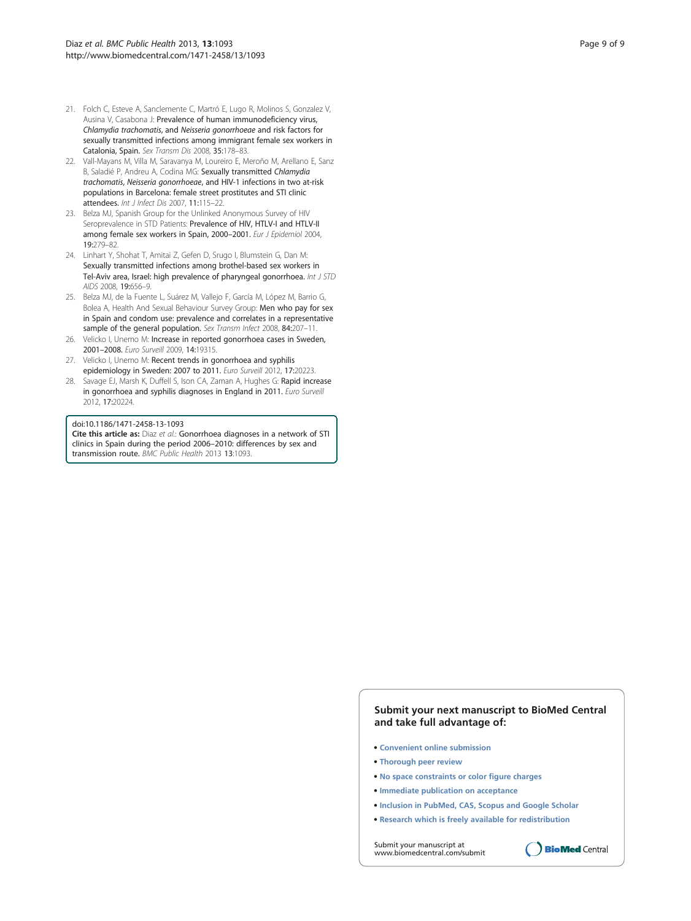21. Folch C, Esteve A, Sanclemente C, Martró E, Lugo R, Molinos S, Gonzalez V, Ausina V, Casabona J: **Prevalence of human immunodeficiency virus, *Chlamydia trachomatis*, and *Neisseria gonorrhoeae* and risk factors for sexually transmitted infections among immigrant female sex workers in Catalonia, Spain.** *Sex Transm Dis* 2008, **35:**178–83.
22. Vall-Mayans M, Villa M, Saravanya M, Loureiro E, Meroño M, Arellano E, Sanz B, Saladié P, Andreu A, Codina MG: **Sexually transmitted *Chlamydia trachomatis*, *Neisseria gonorrhoeae*, and HIV-1 infections in two at-risk populations in Barcelona: female street prostitutes and STI clinic attendees.** *Int J Infect Dis* 2007, **11:**115–22.
23. Belza MJ, Spanish Group for the Unlinked Anonymous Survey of HIV Seroprevalence in STD Patients: **Prevalence of HIV, HTLV-I and HTLV-II among female sex workers in Spain, 2000–2001.** *Eur J Epidemiol* 2004, **19:**279–82.
24. Linhart Y, Shohat T, Amitai Z, Gefen D, Srugo I, Blumstein G, Dan M: **Sexually transmitted infections among brothel-based sex workers in Tel-Aviv area, Israel: high prevalence of pharyngeal gonorrhoea.** *Int J STD AIDS* 2008, **19:**656–9.
25. Belza MJ, de la Fuente L, Suárez M, Vallejo F, García M, López M, Barrio G, Bolea A, Health And Sexual Behaviour Survey Group: **Men who pay for sex in Spain and condom use: prevalence and correlates in a representative sample of the general population.** *Sex Transm Infect* 2008, **84:**207–11.
26. Velicko I, Unemo M: **Increase in reported gonorrhoea cases in Sweden, 2001–2008.** *Euro Surveill* 2009, **14:**19315.
27. Velicko I, Unemo M: **Recent trends in gonorrhoea and syphilis epidemiology in Sweden: 2007 to 2011.** *Euro Surveill* 2012, **17:**20223.
28. Savage EJ, Marsh K, Duffell S, Ison CA, Zaman A, Hughes G: **Rapid increase in gonorrhoea and syphilis diagnoses in England in 2011.** *Euro Surveill* 2012, **17:**20224.

doi:10.1186/1471-2458-13-1093

**Cite this article as:** Diaz *et al.*: Gonorrhoea diagnoses in a network of STI clinics in Spain during the period 2006–2010: differences by sex and transmission route. *BMC Public Health* 2013 **13**:1093.

**Submit your next manuscript to BioMed Central and take full advantage of:**

- **Convenient online submission**
- **Thorough peer review**
- **No space constraints or color figure charges**
- **Immediate publication on acceptance**
- **Inclusion in PubMed, CAS, Scopus and Google Scholar**
- **Research which is freely available for redistribution**

Submit your manuscript at
www.biomedcentral.com/submit

BioMed Central